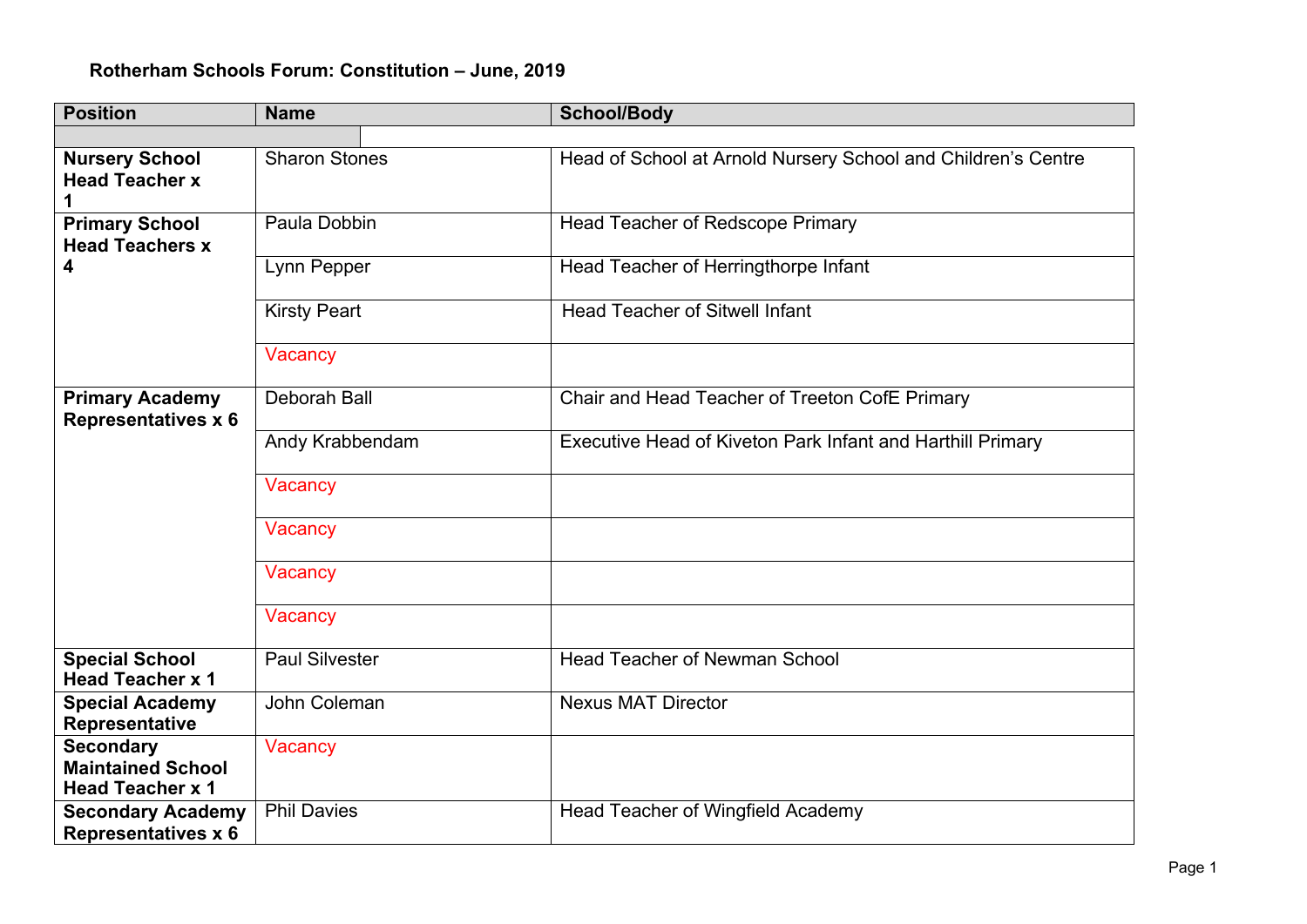**Rotherham Schools Forum: Constitution – June, 2019**

| Position | Name | School/Body |
|---|---|---|
| | | |
| **Nursery School Head Teacher x 1** | Sharon Stones | Head of School at Arnold Nursery School and Children's Centre |
| **Primary School Head Teachers x 4** | Paula Dobbin | Head Teacher of Redscope Primary |
| | Lynn Pepper | Head Teacher of Herringthorpe Infant |
| | Kirsty Peart | Head Teacher of Sitwell Infant |
| | Vacancy | |
| **Primary Academy Representatives x 6** | Deborah Ball | Chair and Head Teacher of Treeton CofE Primary |
| | Andy Krabbendam | Executive Head of Kiveton Park Infant and Harthill Primary |
| | Vacancy | |
| | Vacancy | |
| | Vacancy | |
| | Vacancy | |
| **Special School Head Teacher x 1** | Paul Silvester | Head Teacher of Newman School |
| **Special Academy Representative** | John Coleman | Nexus MAT Director |
| **Secondary Maintained School Head Teacher x 1** | Vacancy | |
| **Secondary Academy Representatives x 6** | Phil Davies | Head Teacher of Wingfield Academy |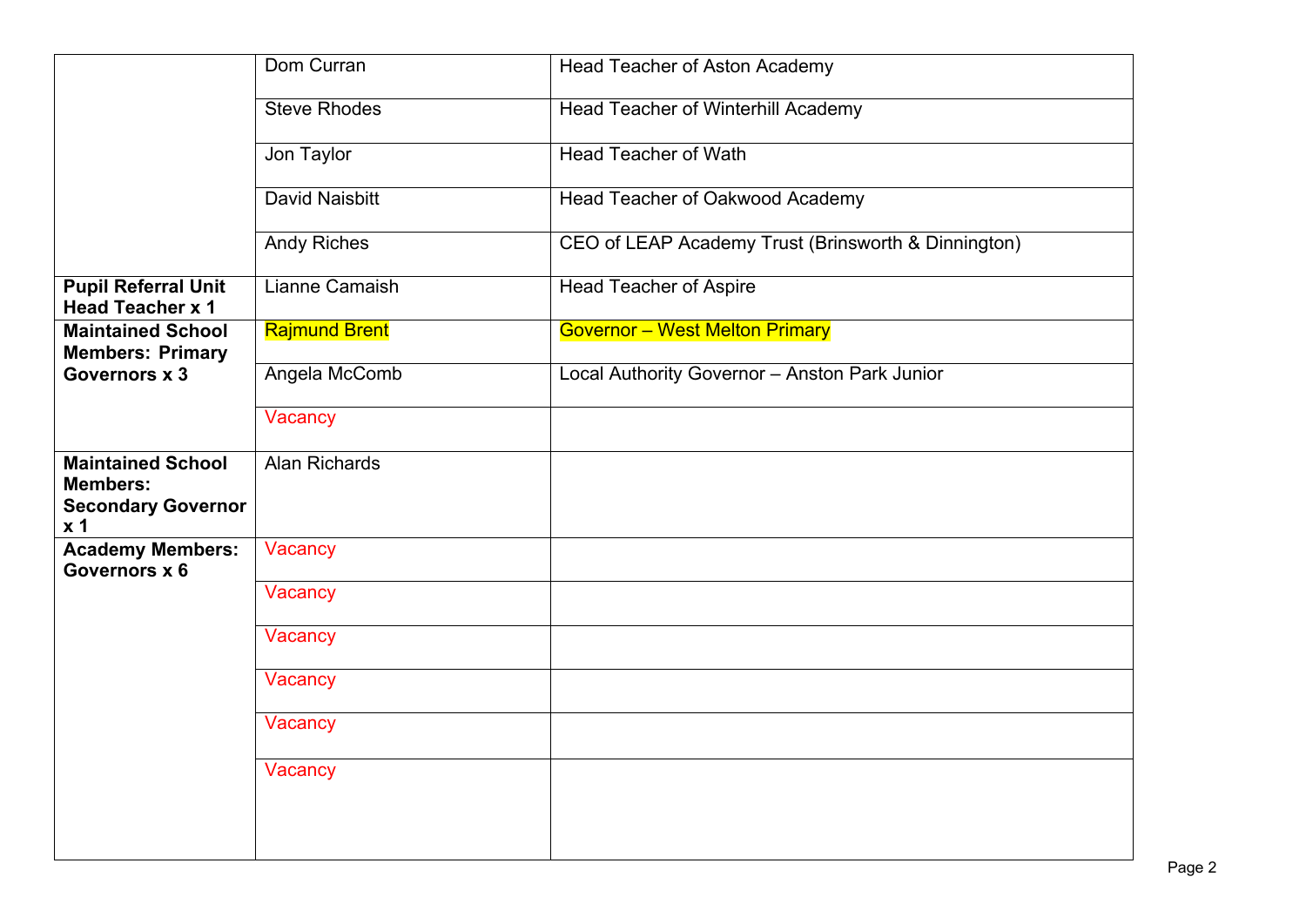| | | |
|---|---|---|
| | Dom Curran | Head Teacher of Aston Academy |
| | Steve Rhodes | Head Teacher of Winterhill Academy |
| | Jon Taylor | Head Teacher of Wath |
| | David Naisbitt | Head Teacher of Oakwood Academy |
| | Andy Riches | CEO of LEAP Academy Trust (Brinsworth & Dinnington) |
| **Pupil Referral Unit Head Teacher x 1** | Lianne Camaish | Head Teacher of Aspire |
| **Maintained School Members: Primary Governors x 3** | Rajmund Brent | Governor – West Melton Primary |
| | Angela McComb | Local Authority Governor – Anston Park Junior |
| | Vacancy | |
| **Maintained School Members: Secondary Governor x 1** | Alan Richards | |
| **Academy Members: Governors x 6** | Vacancy | |
| | Vacancy | |
| | Vacancy | |
| | Vacancy | |
| | Vacancy | |
| | Vacancy | |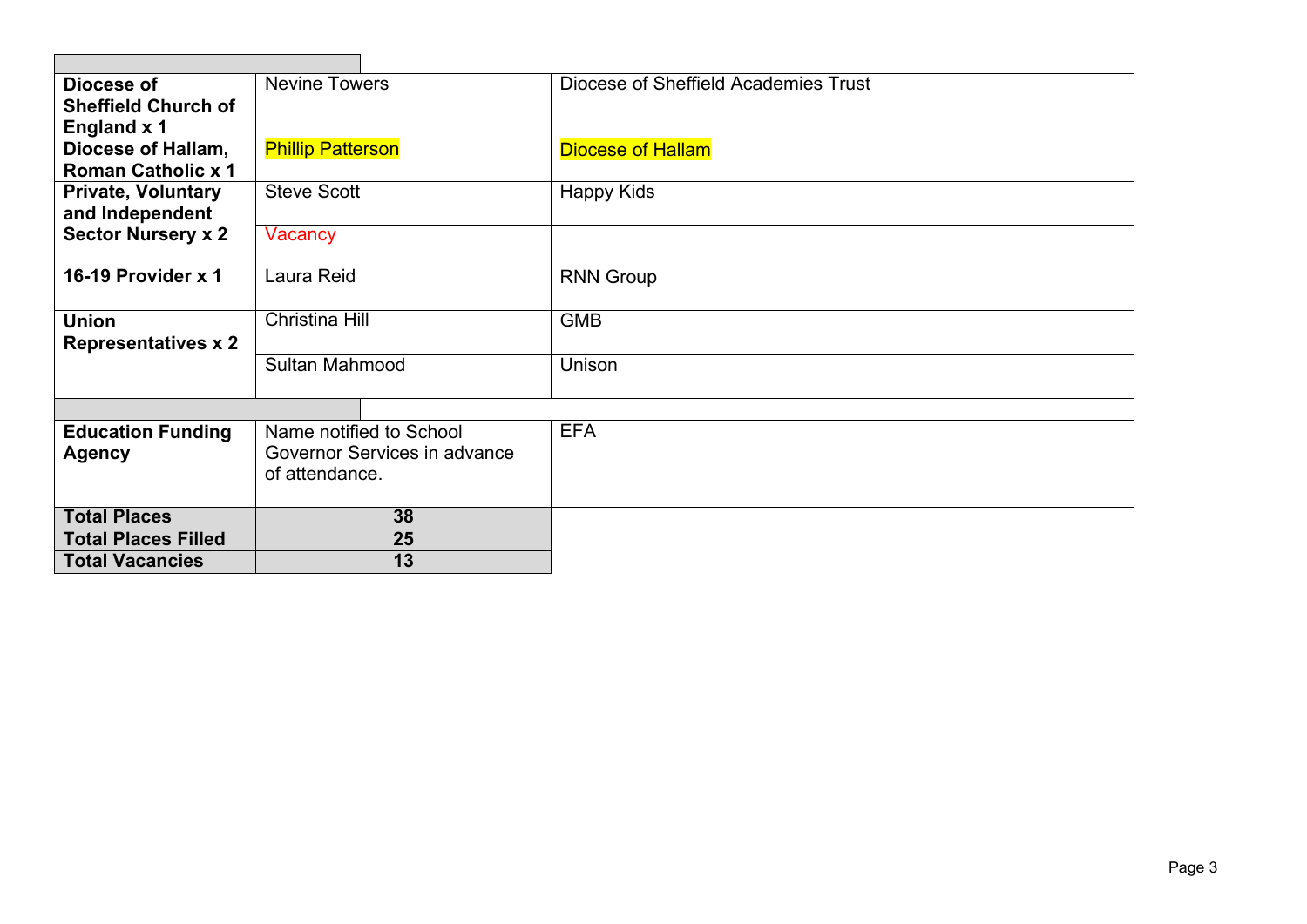| | | |
|---|---|---|
| **Diocese of Sheffield Church of England x 1** | Nevine Towers | Diocese of Sheffield Academies Trust |
| **Diocese of Hallam, Roman Catholic x 1** | Phillip Patterson | Diocese of Hallam |
| **Private, Voluntary and Independent Sector Nursery x 2** | Steve Scott | Happy Kids |
| | Vacancy | |
| **16-19 Provider x 1** | Laura Reid | RNN Group |
| **Union Representatives x 2** | Christina Hill | GMB |
| | Sultan Mahmood | Unison |
| **Education Funding Agency** | Name notified to School Governor Services in advance of attendance. | EFA |
| **Total Places** | **38** | |
| **Total Places Filled** | **25** | |
| **Total Vacancies** | **13** | |